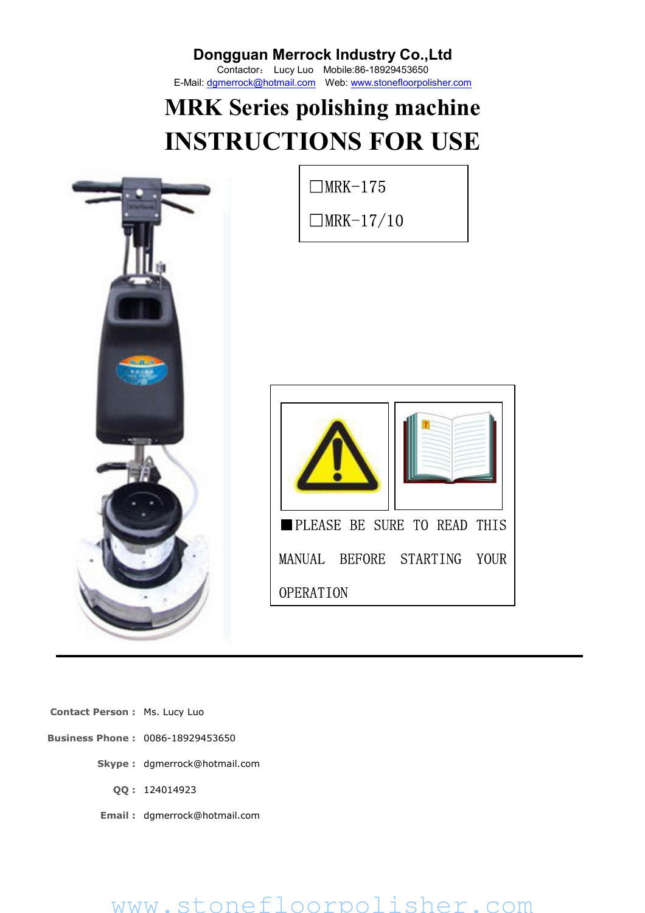**Dongguan Merrock Industry Co.,Ltd**

Contactor: Lucy Luo Mobile:86-18929453650

E-Mail: dgmerrock@hotmail.com Web: www.stonefloorpolisher.com

# MRK Series polishing machine

# INSTRUCTIONS FOR USE

☐MRK-175

☐MRK-17/10

■PLEASE BE SURE TO READ THIS MANUAL BEFORE STARTING YOUR OPERATION

**Contact Person :** Ms. Lucy Luo

**Business Phone :** 0086-18929453650

**Skype :** dgmerrock@hotmail.com

**QQ :** 124014923

**Email :** dgmerrock@hotmail.com

www.stonefloorpolisher.com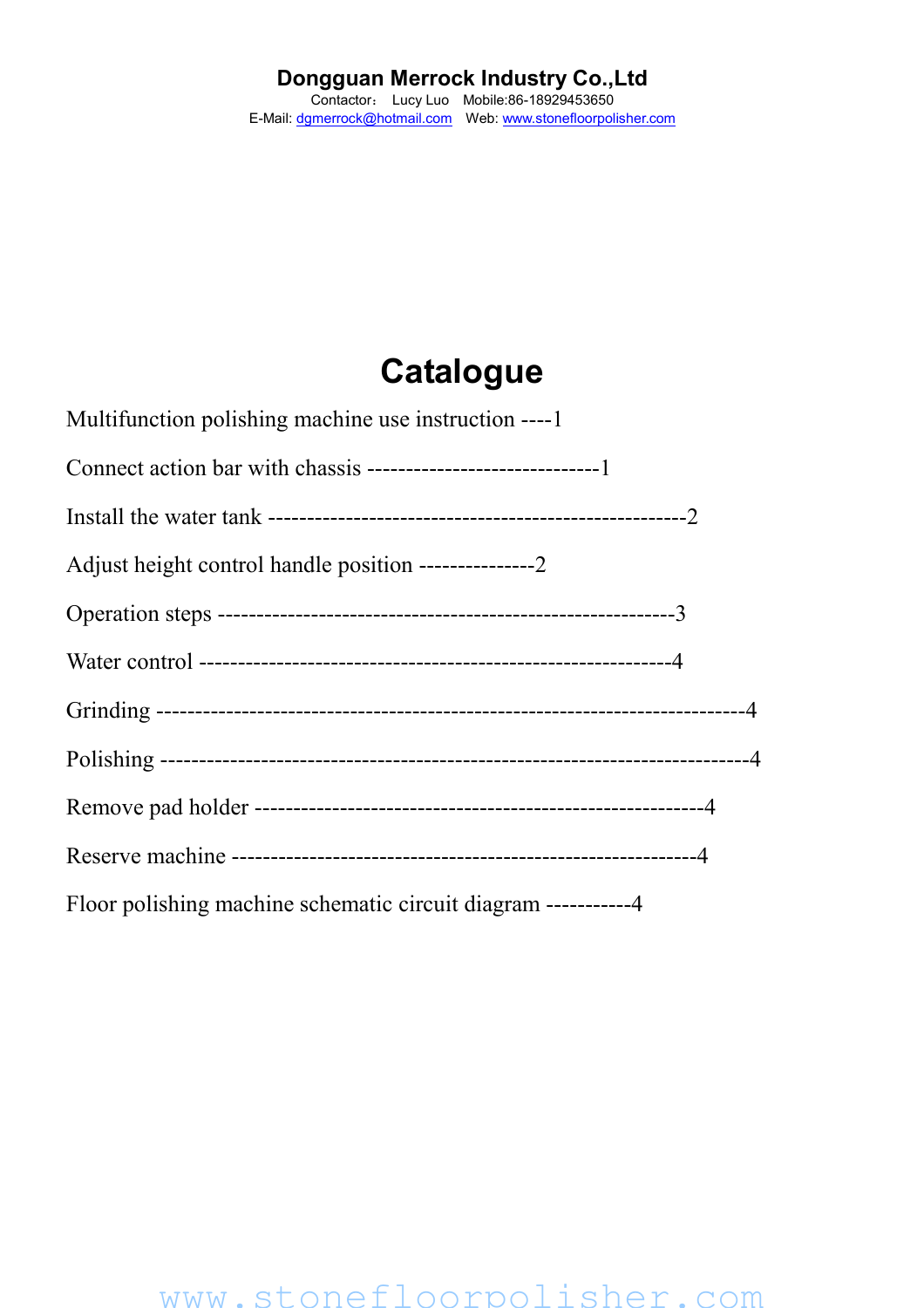# Catalogue

Multifunction polishing machine use instruction ----1

Connect action bar with chassis ------------------------------1

Install the water tank -----------------------------------------------------2

Adjust height control handle position ---------------2

Operation steps ---------------------------------------------------------3

Water control ----------------------------------------------------------4

Grinding ---------------------------------------------------------------------------4

Polishing --------------------------------------------------------------------------4

Remove pad holder -------------------------------------------------------4

Reserve machine -------------------------------------------------------4

Floor polishing machine schematic circuit diagram -----------4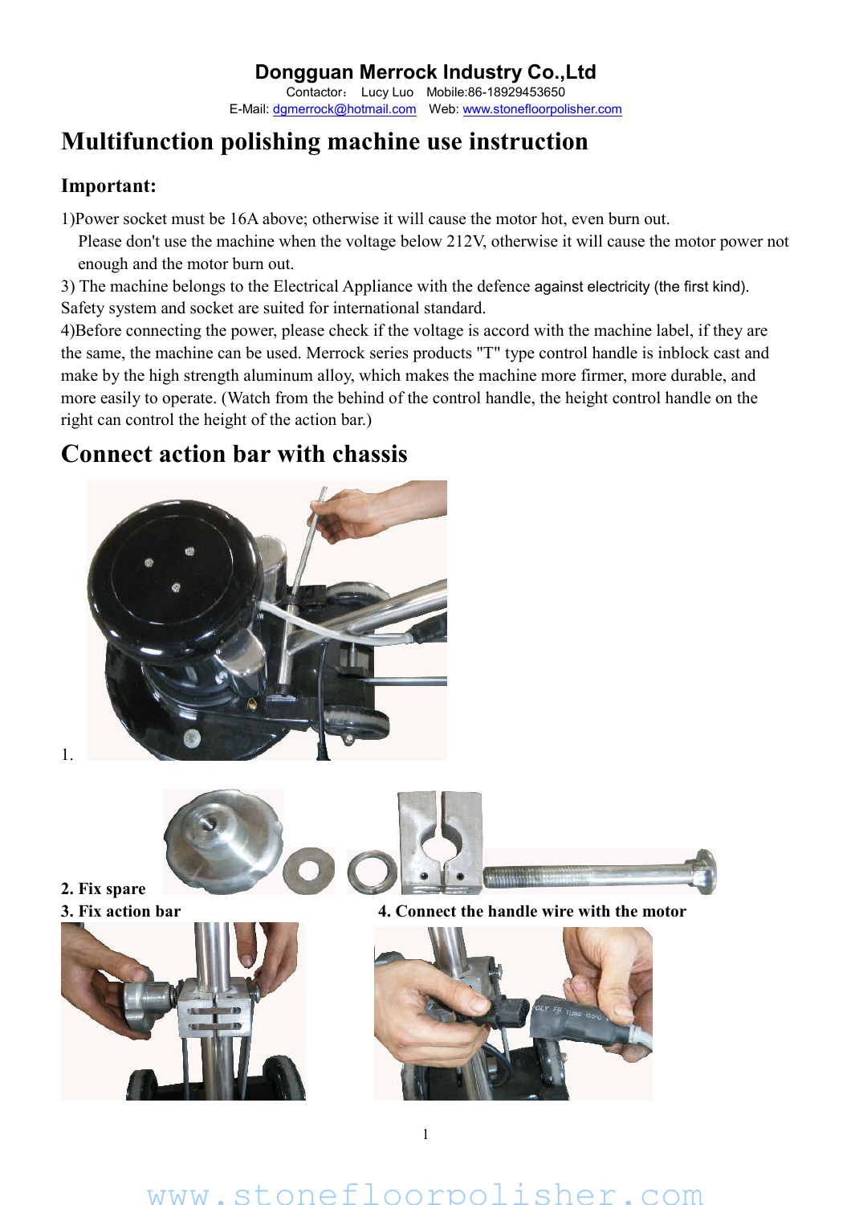**Dongguan Merrock Industry Co.,Ltd**

Contactor： Lucy Luo Mobile:86-18929453650

E-Mail: dgmerrock@hotmail.com Web: www.stonefloorpolisher.com

# Multifunction polishing machine use instruction

## Important:

1)Power socket must be 16A above; otherwise it will cause the motor hot, even burn out.

Please don't use the machine when the voltage below 212V, otherwise it will cause the motor power not enough and the motor burn out.

3) The machine belongs to the Electrical Appliance with the defence against electricity (the first kind). Safety system and socket are suited for international standard.

4)Before connecting the power, please check if the voltage is accord with the machine label, if they are the same, the machine can be used. Merrock series products "T" type control handle is inblock cast and make by the high strength aluminum alloy, which makes the machine more firmer, more durable, and more easily to operate. (Watch from the behind of the control handle, the height control handle on the right can control the height of the action bar.)

# Connect action bar with chassis

1.

**2. Fix spare**

**3. Fix action bar**

**4. Connect the handle wire with the motor**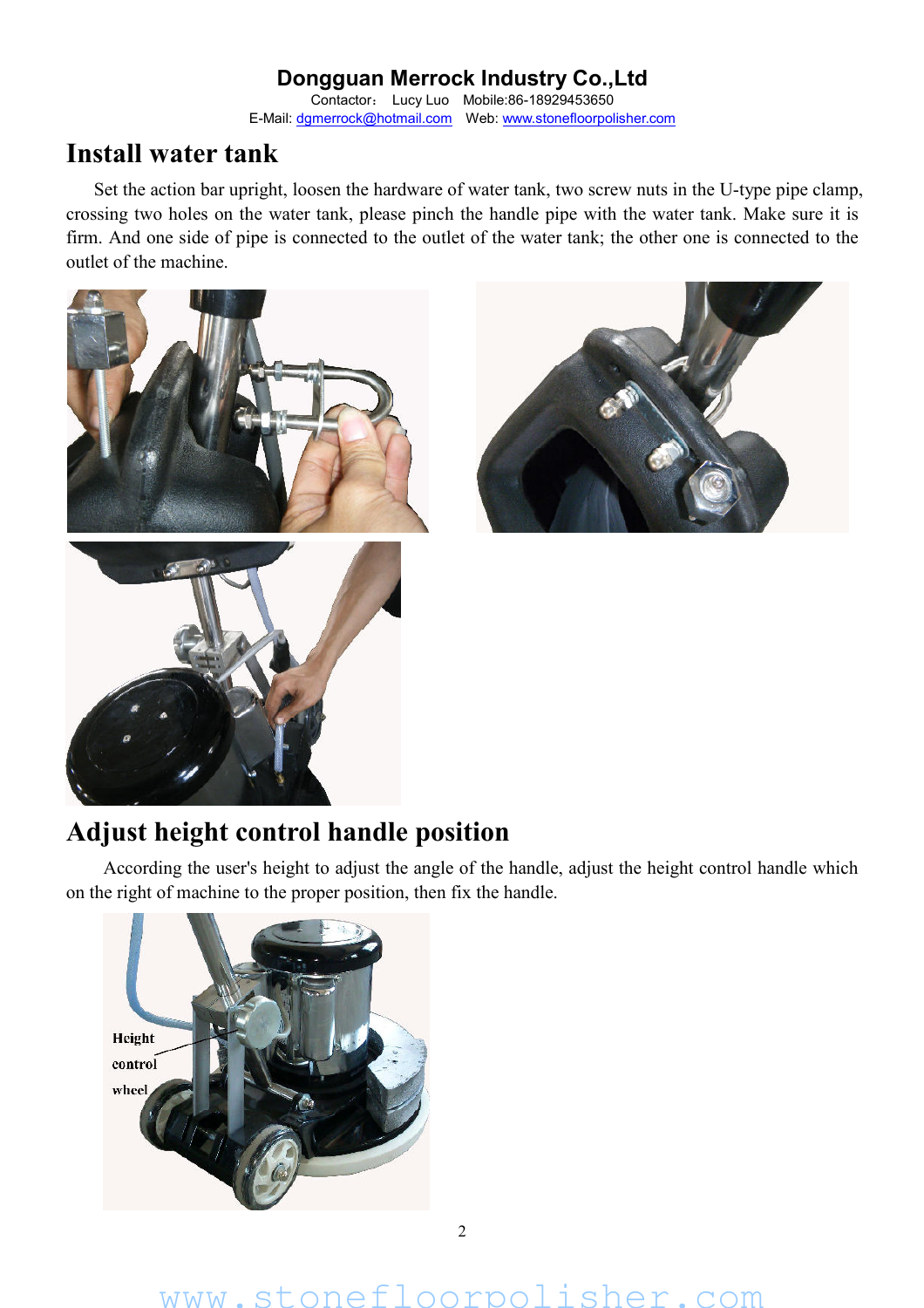# Install water tank

Set the action bar upright, loosen the hardware of water tank, two screw nuts in the U-type pipe clamp, crossing two holes on the water tank, please pinch the handle pipe with the water tank. Make sure it is firm. And one side of pipe is connected to the outlet of the water tank; the other one is connected to the outlet of the machine.

# Adjust height control handle position

According the user's height to adjust the angle of the handle, adjust the height control handle which on the right of machine to the proper position, then fix the handle.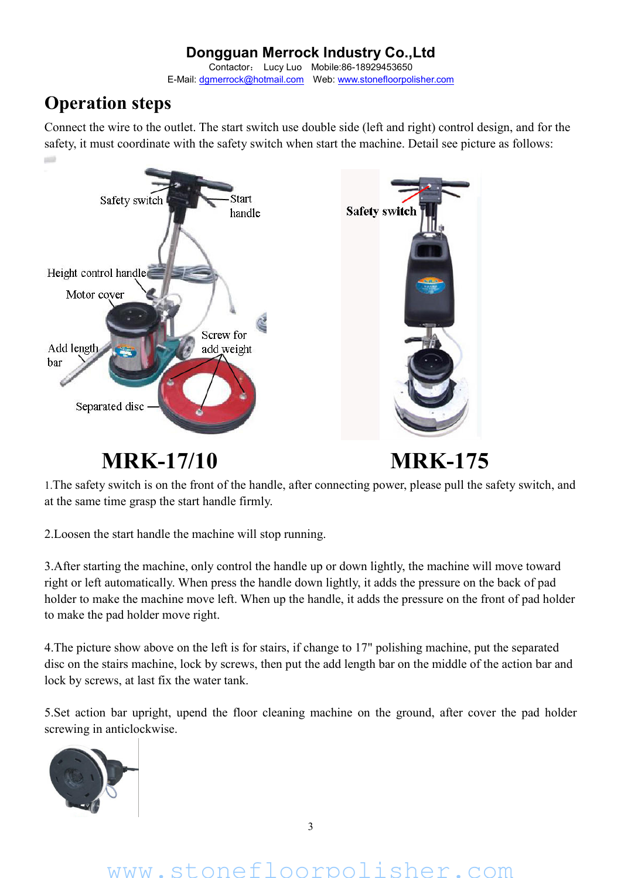# Operation steps

Connect the wire to the outlet. The start switch use double side (left and right) control design, and for the safety, it must coordinate with the safety switch when start the machine. Detail see picture as follows:

**MRK-17/10** **MRK-175**

1.The safety switch is on the front of the handle, after connecting power, please pull the safety switch, and at the same time grasp the start handle firmly.

2.Loosen the start handle the machine will stop running.

3.After starting the machine, only control the handle up or down lightly, the machine will move toward right or left automatically. When press the handle down lightly, it adds the pressure on the back of pad holder to make the machine move left. When up the handle, it adds the pressure on the front of pad holder to make the pad holder move right.

4.The picture show above on the left is for stairs, if change to 17" polishing machine, put the separated disc on the stairs machine, lock by screws, then put the add length bar on the middle of the action bar and lock by screws, at last fix the water tank.

5.Set action bar upright, upend the floor cleaning machine on the ground, after cover the pad holder screwing in anticlockwise.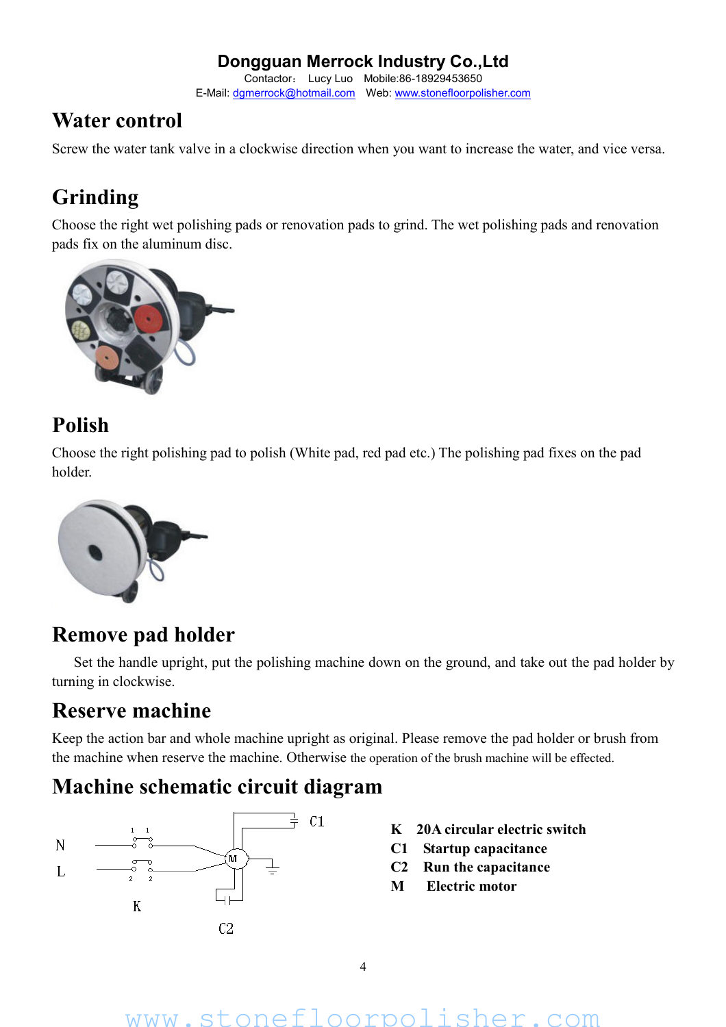# Water control

Screw the water tank valve in a clockwise direction when you want to increase the water, and vice versa.

# Grinding

Choose the right wet polishing pads or renovation pads to grind. The wet polishing pads and renovation pads fix on the aluminum disc.

# Polish

Choose the right polishing pad to polish (White pad, red pad etc.) The polishing pad fixes on the pad holder.

# Remove pad holder

Set the handle upright, put the polishing machine down on the ground, and take out the pad holder by turning in clockwise.

# Reserve machine

Keep the action bar and whole machine upright as original. Please remove the pad holder or brush from the machine when reserve the machine. Otherwise the operation of the brush machine will be effected.

# Machine schematic circuit diagram

N

L

K

M

C1

C2

**K 20A circular electric switch**
**C1 Startup capacitance**
**C2 Run the capacitance**
**M Electric motor**